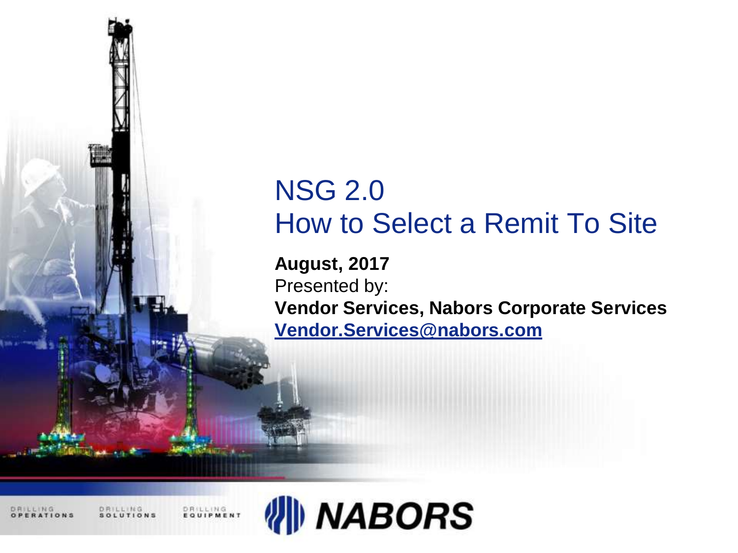# NSG 2.0
# How to Select a Remit To Site

**August, 2017**

Presented by:

**Vendor Services, Nabors Corporate Services**

**Vendor.Services@nabors.com**

DRILLING OPERATIONS DRILLING SOLUTIONS DRILLING EQUIPMENT

NABORS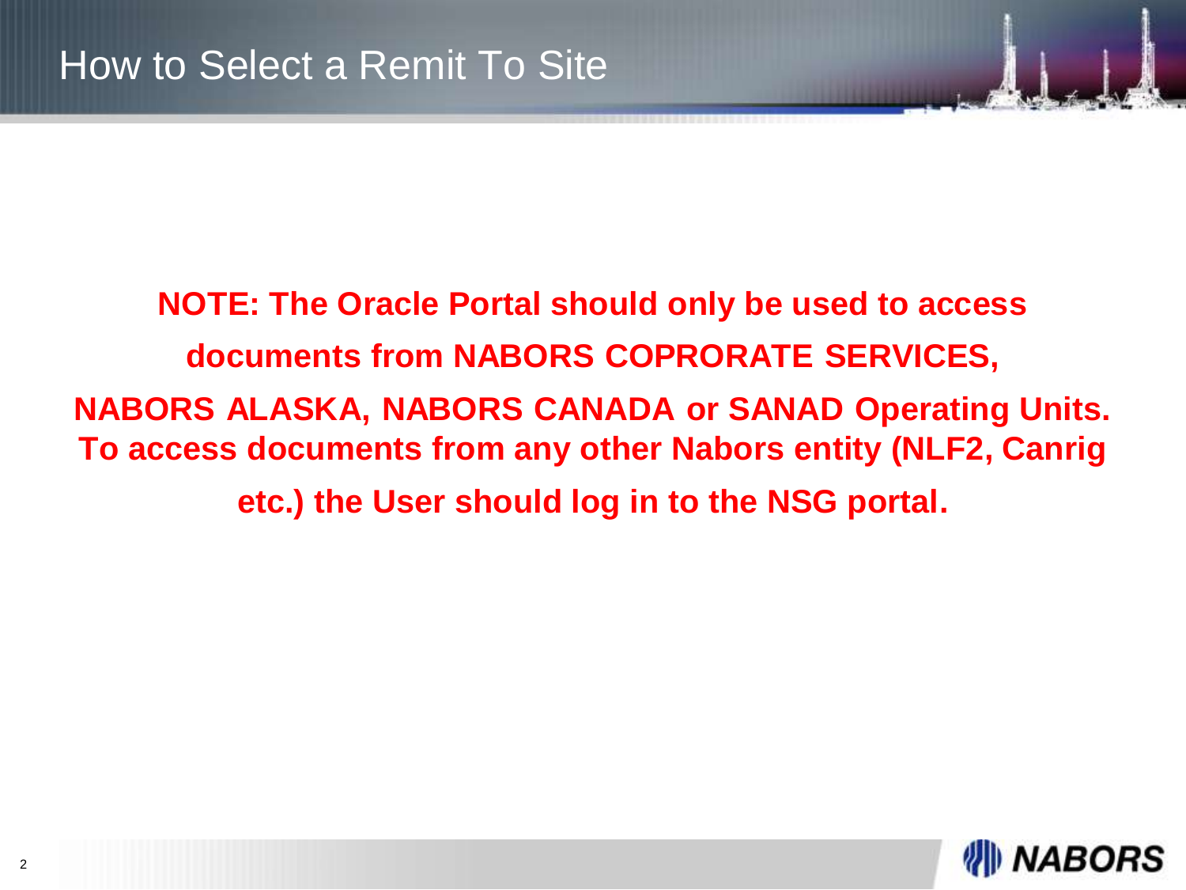# How to Select a Remit To Site

**NOTE: The Oracle Portal should only be used to access documents from NABORS COPRORATE SERVICES, NABORS ALASKA, NABORS CANADA or SANAD Operating Units. To access documents from any other Nabors entity (NLF2, Canrig etc.) the User should log in to the NSG portal.**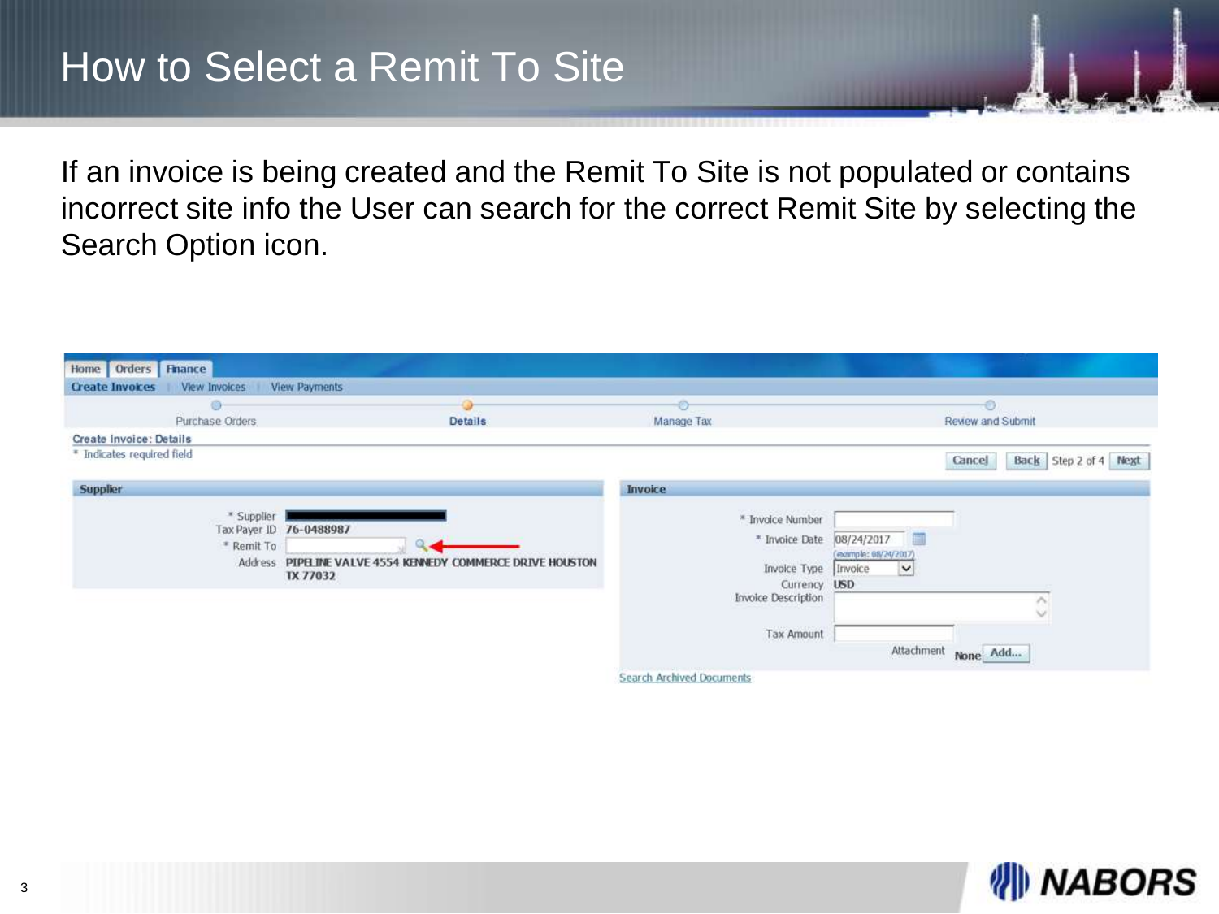# How to Select a Remit To Site

If an invoice is being created and the Remit To Site is not populated or contains incorrect site info the User can search for the correct Remit Site by selecting the Search Option icon.

Home | Orders | Finance

Create Invoices | View Invoices | View Payments

Purchase Orders — Details — Manage Tax — Review and Submit

**Create Invoice: Details**

\* Indicates required field

Cancel | Back | Step 2 of 4 | Next

**Supplier**

\* Supplier

Tax Payer ID 76-0488987

\* Remit To

Address PIPELINE VALVE 4554 KENNEDY COMMERCE DRIVE HOUSTON TX 77032

**Invoice**

\* Invoice Number

\* Invoice Date 08/24/2017 (example: 08/24/2017)

Invoice Type Invoice

Currency USD

Invoice Description

Tax Amount

Attachment None Add...

Search Archived Documents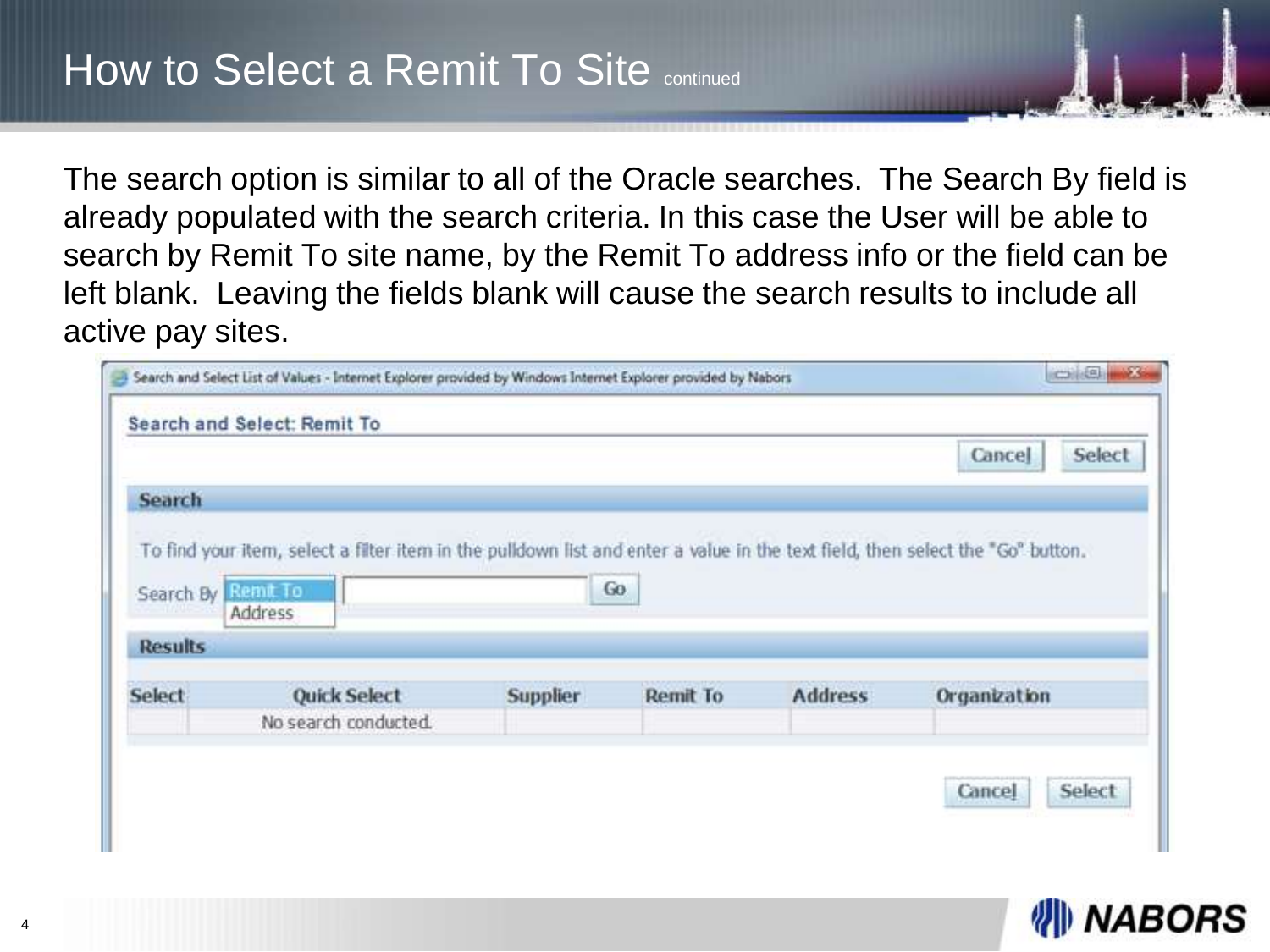# How to Select a Remit To Site continued

The search option is similar to all of the Oracle searches. The Search By field is already populated with the search criteria. In this case the User will be able to search by Remit To site name, by the Remit To address info or the field can be left blank. Leaving the fields blank will cause the search results to include all active pay sites.

Search and Select List of Values - Internet Explorer provided by Windows Internet Explorer provided by Nabors

**Search and Select: Remit To**

Cancel | Select

**Search**

To find your item, select a filter item in the pulldown list and enter a value in the text field, then select the "Go" button.

Search By: Remit To / Address | Go

**Results**

| Select | Quick Select | Supplier | Remit To | Address | Organization |
|---|---|---|---|---|---|
| | No search conducted. | | | | |

Cancel | Select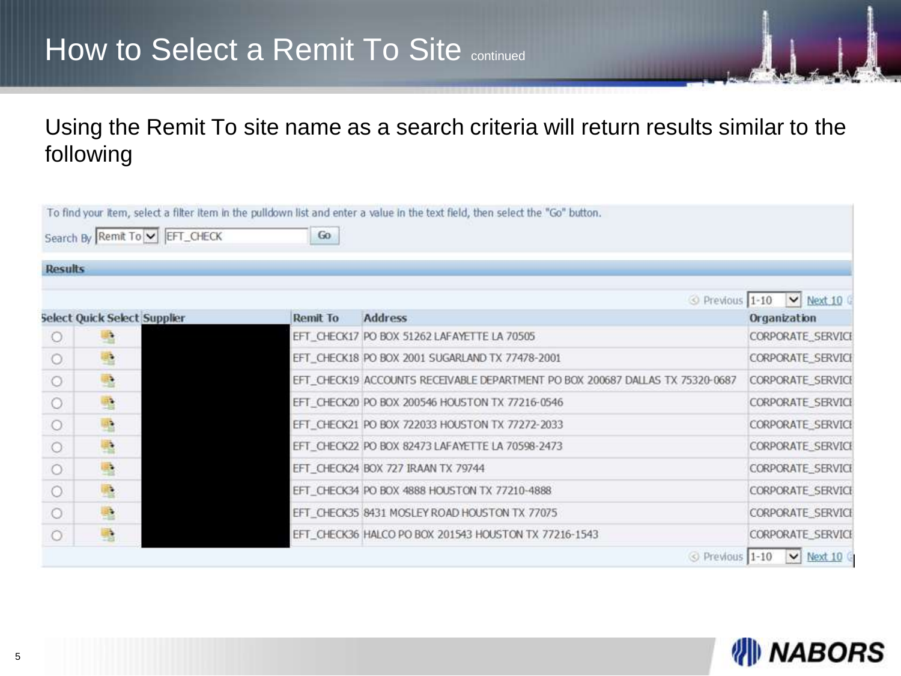# How to Select a Remit To Site continued

Using the Remit To site name as a search criteria will return results similar to the following

To find your item, select a filter item in the pulldown list and enter a value in the text field, then select the "Go" button.

Search By Remit To EFT_CHECK Go

**Results**

Previous 1-10 Next 10

| Select | Quick Select | Supplier | Remit To | Address | Organization |
|---|---|---|---|---|---|
| ○ | | | EFT_CHECK17 | PO BOX 51262 LAFAYETTE LA 70505 | CORPORATE_SERVICE |
| ○ | | | EFT_CHECK18 | PO BOX 2001 SUGARLAND TX 77478-2001 | CORPORATE_SERVICE |
| ○ | | | EFT_CHECK19 | ACCOUNTS RECEIVABLE DEPARTMENT PO BOX 200687 DALLAS TX 75320-0687 | CORPORATE_SERVICE |
| ○ | | | EFT_CHECK20 | PO BOX 200546 HOUSTON TX 77216-0546 | CORPORATE_SERVICE |
| ○ | | | EFT_CHECK21 | PO BOX 722033 HOUSTON TX 77272-2033 | CORPORATE_SERVICE |
| ○ | | | EFT_CHECK22 | PO BOX 82473 LAFAYETTE LA 70598-2473 | CORPORATE_SERVICE |
| ○ | | | EFT_CHECK24 | BOX 727 IRAAN TX 79744 | CORPORATE_SERVICE |
| ○ | | | EFT_CHECK34 | PO BOX 4888 HOUSTON TX 77210-4888 | CORPORATE_SERVICE |
| ○ | | | EFT_CHECK35 | 8431 MOSLEY ROAD HOUSTON TX 77075 | CORPORATE_SERVICE |
| ○ | | | EFT_CHECK36 | HALCO PO BOX 201543 HOUSTON TX 77216-1543 | CORPORATE_SERVICE |

Previous 1-10 Next 10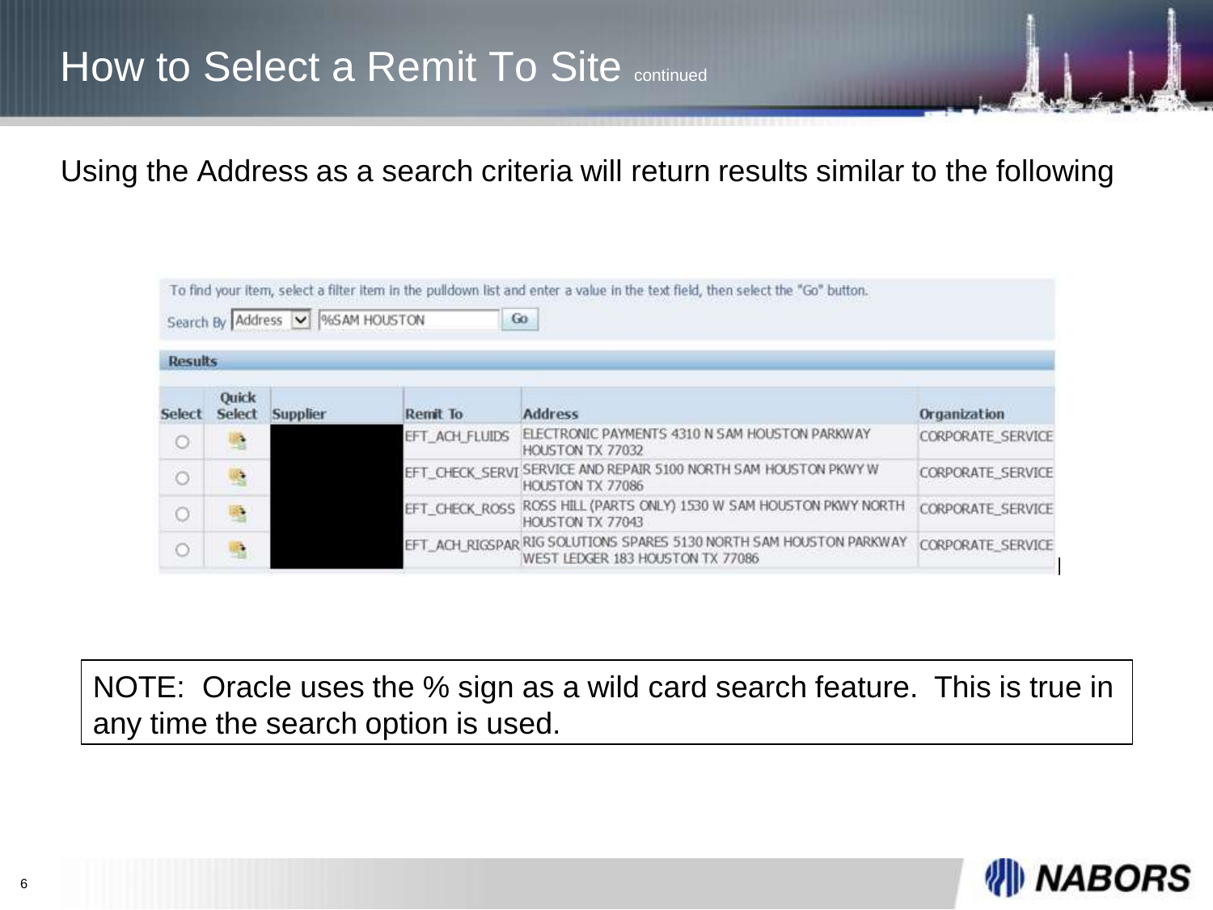# How to Select a Remit To Site continued

Using the Address as a search criteria will return results similar to the following

To find your item, select a filter item in the pulldown list and enter a value in the text field, then select the "Go" button.

Search By: Address | %SAM HOUSTON | Go

**Results**

| Select | Quick Select | Supplier | Remit To | Address | Organization |
|---|---|---|---|---|---|
| ○ | | | EFT_ACH_FLUIDS | ELECTRONIC PAYMENTS 4310 N SAM HOUSTON PARKWAY HOUSTON TX 77032 | CORPORATE_SERVICE |
| ○ | | | EFT_CHECK_SERVI | SERVICE AND REPAIR 5100 NORTH SAM HOUSTON PKWY W HOUSTON TX 77086 | CORPORATE_SERVICE |
| ○ | | | EFT_CHECK_ROSS | ROSS HILL (PARTS ONLY) 1530 W SAM HOUSTON PKWY NORTH HOUSTON TX 77043 | CORPORATE_SERVICE |
| ○ | | | EFT_ACH_RIGSPAR | RIG SOLUTIONS SPARES 5130 NORTH SAM HOUSTON PARKWAY WEST LEDGER 183 HOUSTON TX 77086 | CORPORATE_SERVICE |

NOTE: Oracle uses the % sign as a wild card search feature. This is true in any time the search option is used.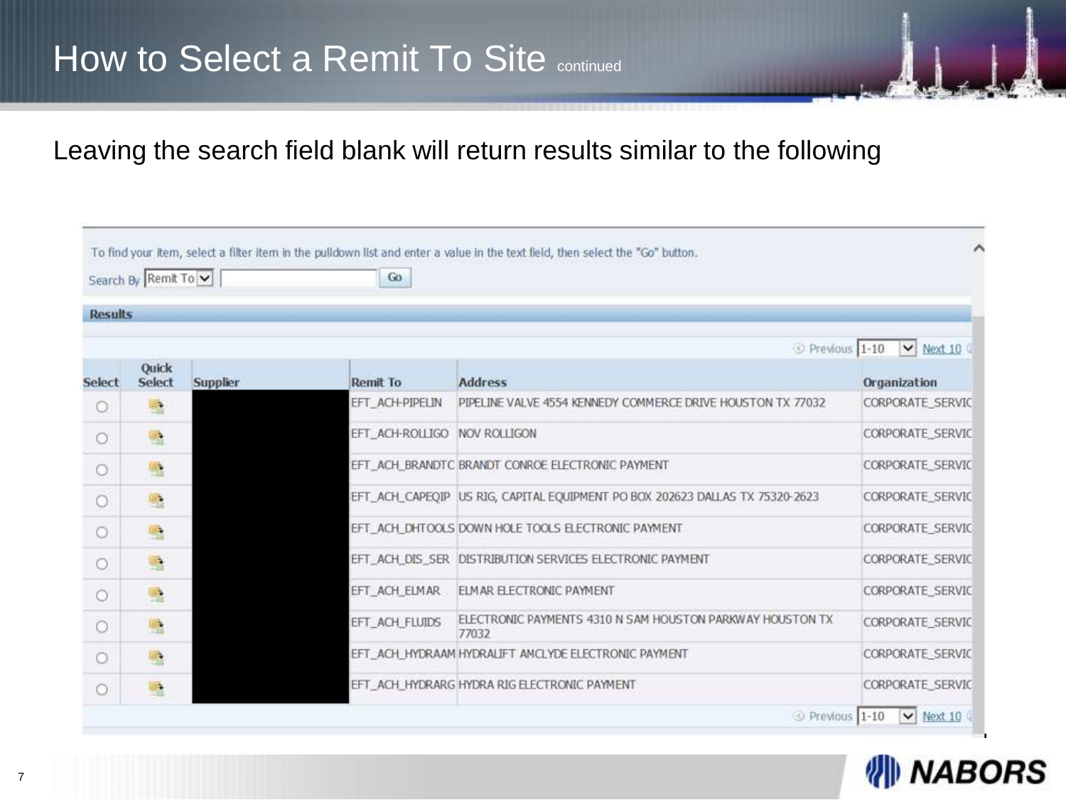# How to Select a Remit To Site continued

Leaving the search field blank will return results similar to the following

To find your item, select a filter item in the pulldown list and enter a value in the text field, then select the "Go" button.

Search By Remit To | Go

**Results**

Previous 1-10 Next 10

| Select | Quick Select | Supplier | Remit To | Address | Organization |
|---|---|---|---|---|---|
| ○ | | | EFT_ACH-PIPELIN | PIPELINE VALVE 4554 KENNEDY COMMERCE DRIVE HOUSTON TX 77032 | CORPORATE_SERVIC |
| ○ | | | EFT_ACH-ROLLIGO | NOV ROLLIGON | CORPORATE_SERVIC |
| ○ | | | EFT_ACH_BRANDTC | BRANDT CONROE ELECTRONIC PAYMENT | CORPORATE_SERVIC |
| ○ | | | EFT_ACH_CAPEQIP | US RIG, CAPITAL EQUIPMENT PO BOX 202623 DALLAS TX 75320-2623 | CORPORATE_SERVIC |
| ○ | | | EFT_ACH_DHTOOLS | DOWN HOLE TOOLS ELECTRONIC PAYMENT | CORPORATE_SERVIC |
| ○ | | | EFT_ACH_DIS_SER | DISTRIBUTION SERVICES ELECTRONIC PAYMENT | CORPORATE_SERVIC |
| ○ | | | EFT_ACH_ELMAR | ELMAR ELECTRONIC PAYMENT | CORPORATE_SERVIC |
| ○ | | | EFT_ACH_FLUIDS | ELECTRONIC PAYMENTS 4310 N SAM HOUSTON PARKWAY HOUSTON TX 77032 | CORPORATE_SERVIC |
| ○ | | | EFT_ACH_HYDRAAM | HYDRALIFT AMCLYDE ELECTRONIC PAYMENT | CORPORATE_SERVIC |
| ○ | | | EFT_ACH_HYDRARG | HYDRA RIG ELECTRONIC PAYMENT | CORPORATE_SERVIC |

Previous 1-10 Next 10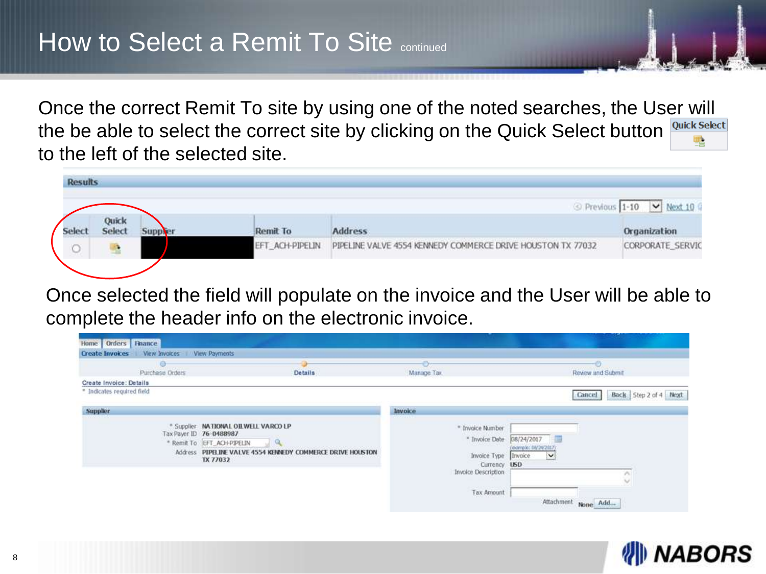# How to Select a Remit To Site continued

Once the correct Remit To site by using one of the noted searches, the User will the be able to select the correct site by clicking on the Quick Select button to the left of the selected site.

Quick Select

Results

Previous 1-10 Next 10

| Select | Quick Select | Supplier | Remit To | Address | Organization |
|---|---|---|---|---|---|
| | | | EFT_ACH-PIPELIN | PIPELINE VALVE 4554 KENNEDY COMMERCE DRIVE HOUSTON TX 77032 | CORPORATE_SERVIC |

Once selected the field will populate on the invoice and the User will be able to complete the header info on the electronic invoice.

Home | Orders | Finance

Create Invoices | View Invoices | View Payments

Purchase Orders — Details — Manage Tax — Review and Submit

Create Invoice: Details

\* Indicates required field

Cancel | Back | Step 2 of 4 | Next

**Supplier**

\* Supplier: NATIONAL OILWELL VARCO LP
Tax Payer ID: 76-0488987
\* Remit To: EFT_ACH-PIPELIN
Address: PIPELINE VALVE 4554 KENNEDY COMMERCE DRIVE HOUSTON TX 77032

**Invoice**

\* Invoice Number:
\* Invoice Date: 08/24/2017 (example: 08/24/2017)
Invoice Type: Invoice
Currency: USD
Invoice Description:
Tax Amount:
Attachment: None Add...